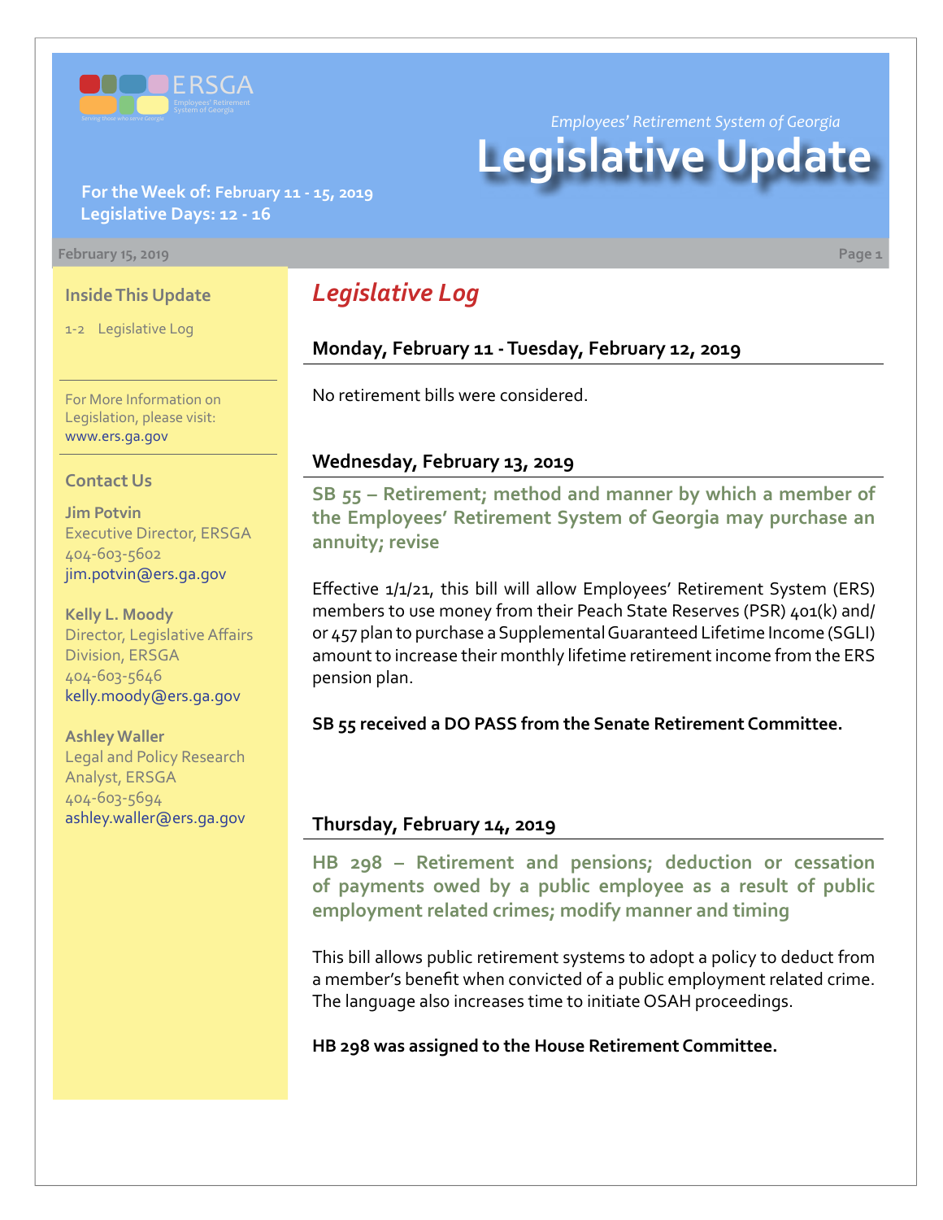ERSGA Employees' Retirement System of Georgia — Serving those who serve Georgia

*Employees' Retirement System of Georgia*

# Legislative Update

**For the Week of: February 11 - 15, 2019**
**Legislative Days: 12 - 16**

February 15, 2019

### Inside This Update

1-2 Legislative Log

For More Information on Legislation, please visit: www.ers.ga.gov

### Contact Us

**Jim Potvin**
Executive Director, ERSGA
404-603-5602
jim.potvin@ers.ga.gov

**Kelly L. Moody**
Director, Legislative Affairs Division, ERSGA
404-603-5646
kelly.moody@ers.ga.gov

**Ashley Waller**
Legal and Policy Research Analyst, ERSGA
404-603-5694
ashley.waller@ers.ga.gov

## *Legislative Log*

### Monday, February 11 - Tuesday, February 12, 2019

No retirement bills were considered.

### Wednesday, February 13, 2019

**SB 55 – Retirement; method and manner by which a member of the Employees' Retirement System of Georgia may purchase an annuity; revise**

Effective 1/1/21, this bill will allow Employees' Retirement System (ERS) members to use money from their Peach State Reserves (PSR) 401(k) and/or 457 plan to purchase a Supplemental Guaranteed Lifetime Income (SGLI) amount to increase their monthly lifetime retirement income from the ERS pension plan.

**SB 55 received a DO PASS from the Senate Retirement Committee.**

### Thursday, February 14, 2019

**HB 298 – Retirement and pensions; deduction or cessation of payments owed by a public employee as a result of public employment related crimes; modify manner and timing**

This bill allows public retirement systems to adopt a policy to deduct from a member's benefit when convicted of a public employment related crime. The language also increases time to initiate OSAH proceedings.

**HB 298 was assigned to the House Retirement Committee.**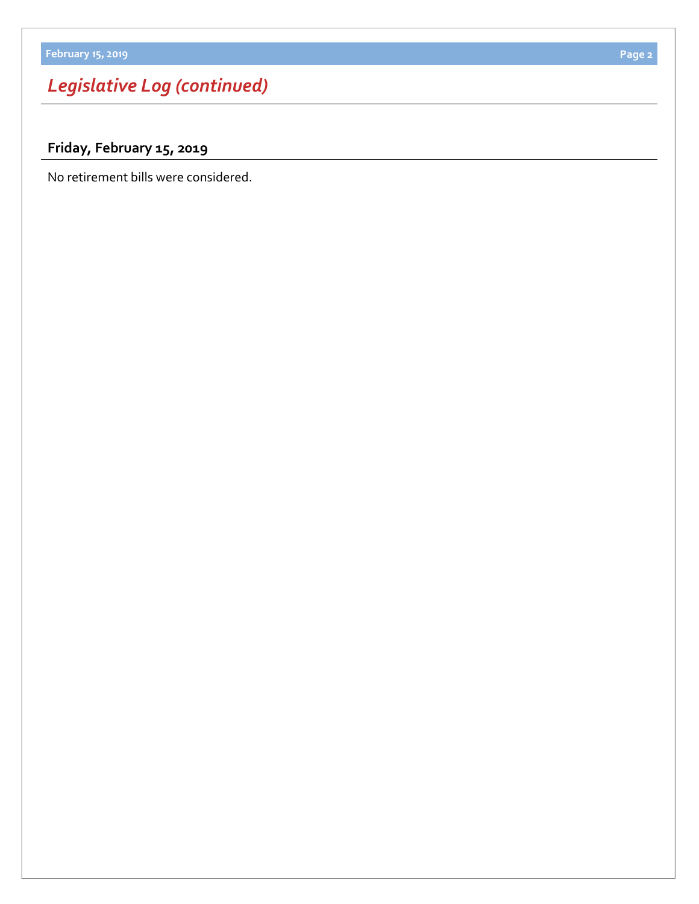# *Legislative Log (continued)*

## Friday, February 15, 2019

No retirement bills were considered.